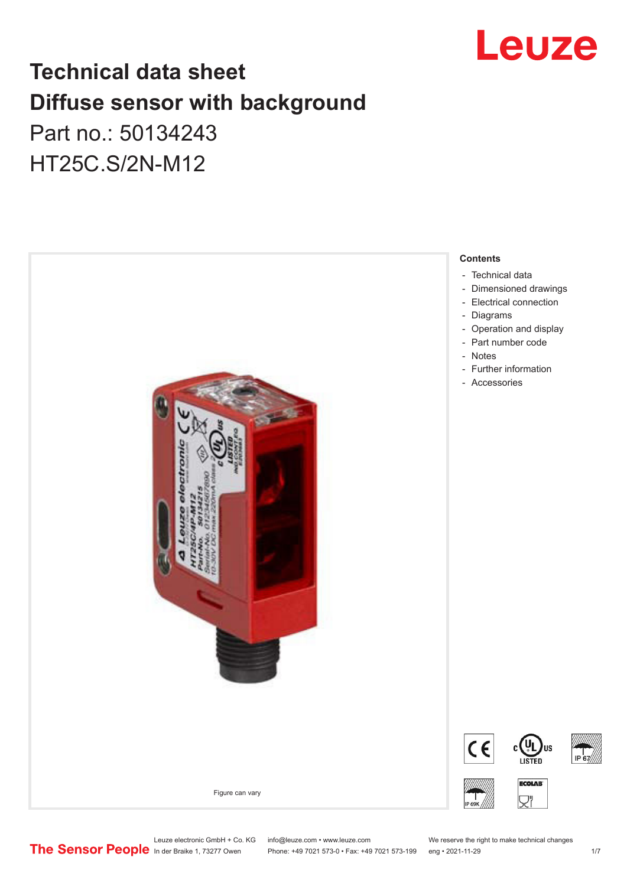# Technical data sheet
# Diffuse sensor with background

Part no.: 50134243

HT25C.S/2N-M12

Figure can vary

**Contents**

- Technical data
- Dimensioned drawings
- Electrical connection
- Diagrams
- Operation and display
- Part number code
- Notes
- Further information
- Accessories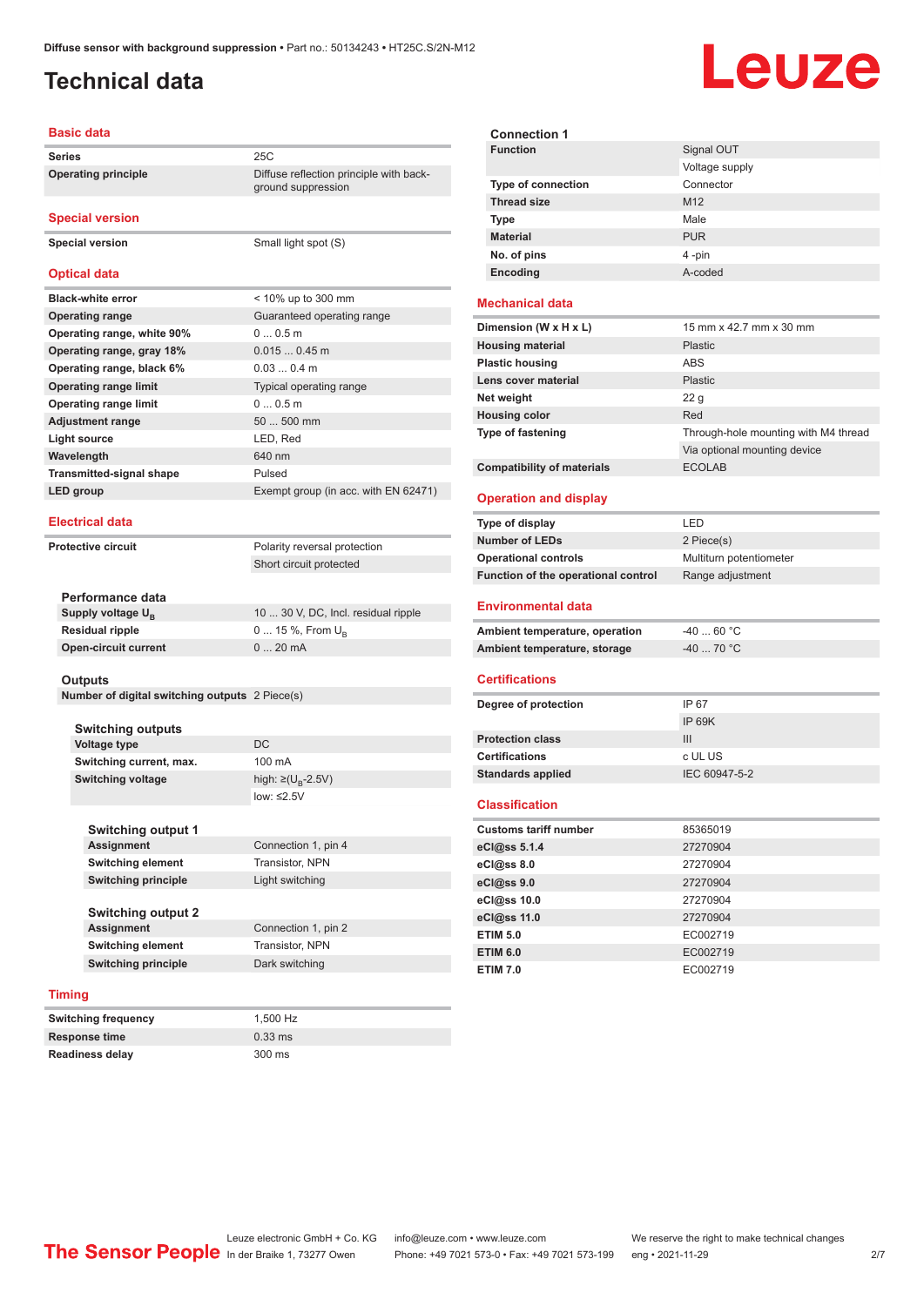# Technical data

## Basic data

| | |
|---|---|
| Series | 25C |
| Operating principle | Diffuse reflection principle with background suppression |

## Special version

| | |
|---|---|
| Special version | Small light spot (S) |

## Optical data

| | |
|---|---|
| Black-white error | < 10% up to 300 mm |
| Operating range | Guaranteed operating range |
| Operating range, white 90% | 0 ... 0.5 m |
| Operating range, gray 18% | 0.015 ... 0.45 m |
| Operating range, black 6% | 0.03 ... 0.4 m |
| Operating range limit | Typical operating range |
| Operating range limit | 0 ... 0.5 m |
| Adjustment range | 50 ... 500 mm |
| Light source | LED, Red |
| Wavelength | 640 nm |
| Transmitted-signal shape | Pulsed |
| LED group | Exempt group (in acc. with EN 62471) |

## Electrical data

| | |
|---|---|
| Protective circuit | Polarity reversal protection |
| | Short circuit protected |

### Performance data

| | |
|---|---|
| Supply voltage $U_B$ | 10 ... 30 V, DC, Incl. residual ripple |
| Residual ripple | 0 ... 15 %, From $U_B$ |
| Open-circuit current | 0 ... 20 mA |

### Outputs

| | |
|---|---|
| Number of digital switching outputs | 2 Piece(s) |

#### Switching outputs

| | |
|---|---|
| Voltage type | DC |
| Switching current, max. | 100 mA |
| Switching voltage | high: ≥($U_B$-2.5V) |
| | low: ≤2.5V |

##### Switching output 1

| | |
|---|---|
| Assignment | Connection 1, pin 4 |
| Switching element | Transistor, NPN |
| Switching principle | Light switching |

##### Switching output 2

| | |
|---|---|
| Assignment | Connection 1, pin 2 |
| Switching element | Transistor, NPN |
| Switching principle | Dark switching |

## Timing

| | |
|---|---|
| Switching frequency | 1,500 Hz |
| Response time | 0.33 ms |
| Readiness delay | 300 ms |

### Connection 1

| | |
|---|---|
| Function | Signal OUT |
| | Voltage supply |
| Type of connection | Connector |
| Thread size | M12 |
| Type | Male |
| Material | PUR |
| No. of pins | 4 -pin |
| Encoding | A-coded |

## Mechanical data

| | |
|---|---|
| Dimension (W x H x L) | 15 mm x 42.7 mm x 30 mm |
| Housing material | Plastic |
| Plastic housing | ABS |
| Lens cover material | Plastic |
| Net weight | 22 g |
| Housing color | Red |
| Type of fastening | Through-hole mounting with M4 thread |
| | Via optional mounting device |
| Compatibility of materials | ECOLAB |

## Operation and display

| | |
|---|---|
| Type of display | LED |
| Number of LEDs | 2 Piece(s) |
| Operational controls | Multiturn potentiometer |
| Function of the operational control | Range adjustment |

## Environmental data

| | |
|---|---|
| Ambient temperature, operation | -40 ... 60 °C |
| Ambient temperature, storage | -40 ... 70 °C |

## Certifications

| | |
|---|---|
| Degree of protection | IP 67 |
| | IP 69K |
| Protection class | III |
| Certifications | c UL US |
| Standards applied | IEC 60947-5-2 |

## Classification

| | |
|---|---|
| Customs tariff number | 85365019 |
| eCl@ss 5.1.4 | 27270904 |
| eCl@ss 8.0 | 27270904 |
| eCl@ss 9.0 | 27270904 |
| eCl@ss 10.0 | 27270904 |
| eCl@ss 11.0 | 27270904 |
| ETIM 5.0 | EC002719 |
| ETIM 6.0 | EC002719 |
| ETIM 7.0 | EC002719 |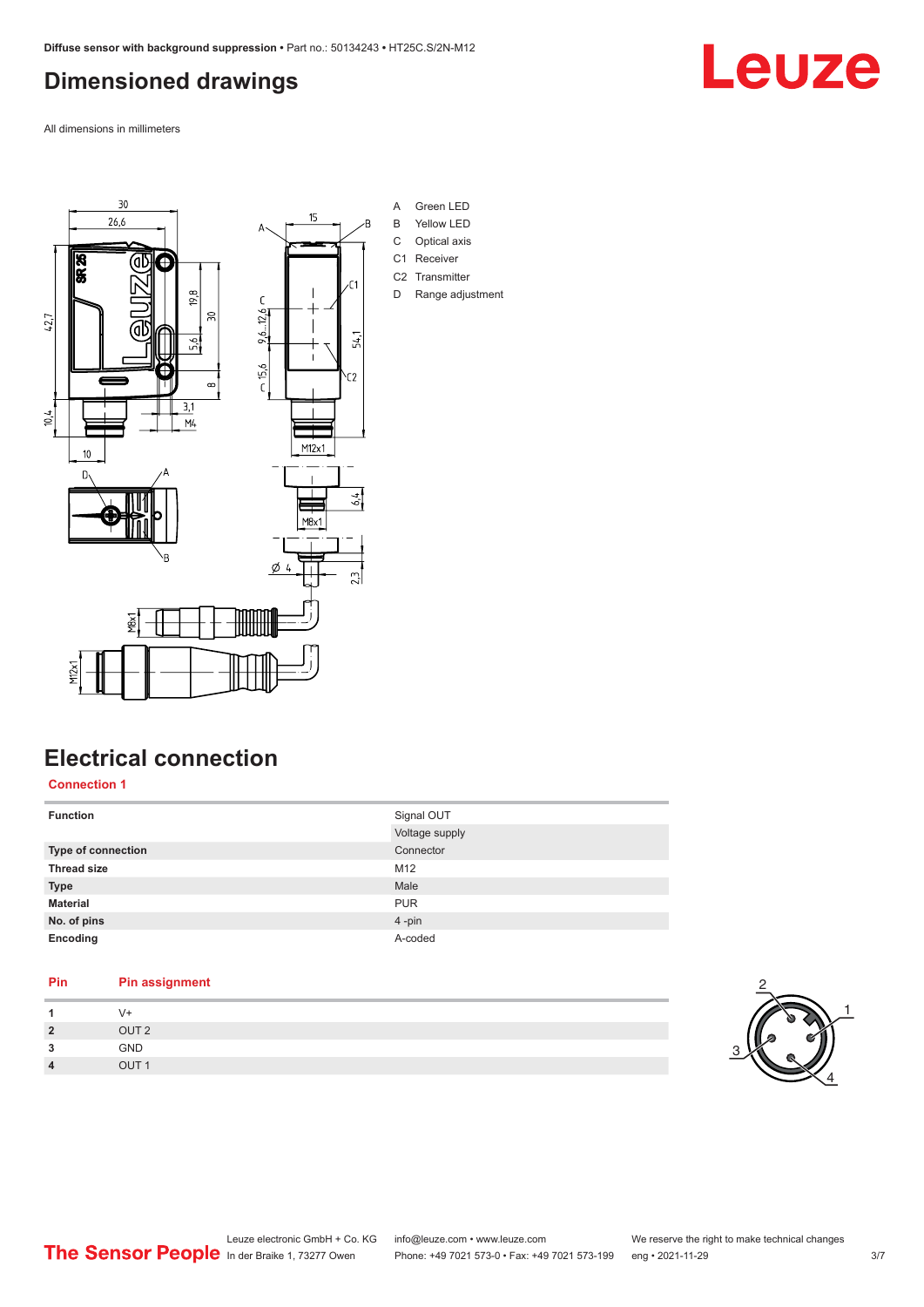## Dimensioned drawings

All dimensions in millimeters

A Green LED
B Yellow LED
C Optical axis
C1 Receiver
C2 Transmitter
D Range adjustment

## Electrical connection

### Connection 1

| | |
|---|---|
| **Function** | Signal OUT |
| | Voltage supply |
| **Type of connection** | Connector |
| **Thread size** | M12 |
| **Type** | Male |
| **Material** | PUR |
| **No. of pins** | 4 -pin |
| **Encoding** | A-coded |

| Pin | Pin assignment |
|---|---|
| **1** | V+ |
| **2** | OUT 2 |
| **3** | GND |
| **4** | OUT 1 |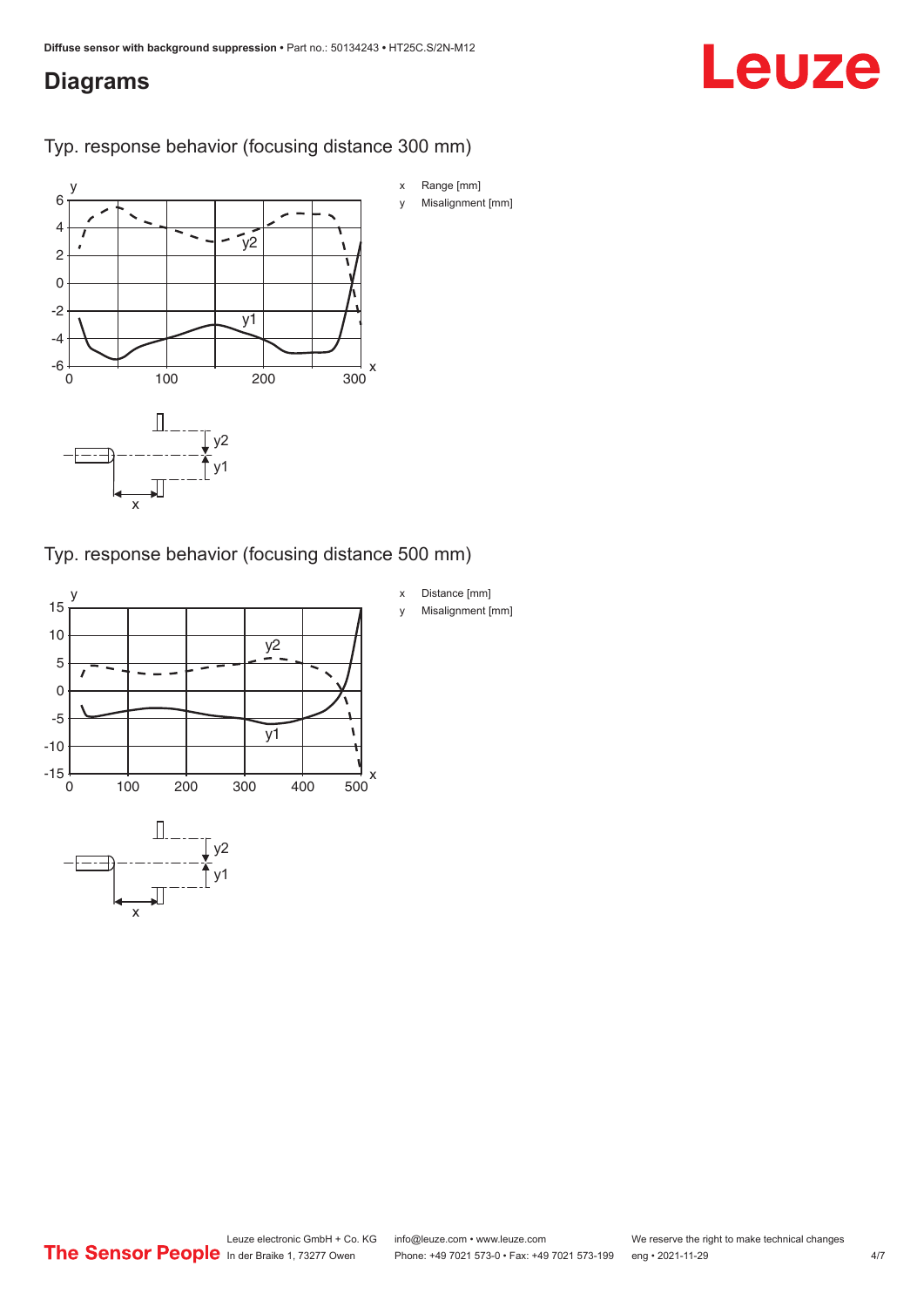## Diagrams

### Typ. response behavior (focusing distance 300 mm)

y
6
4
2
0
-2
-4
-6
0
100
200
300
x
y2
y1

x Range [mm]
y Misalignment [mm]

y2
y1
x

### Typ. response behavior (focusing distance 500 mm)

y
15
10
5
0
-5
-10
-15
0
100
200
300
400
500
x
y2
y1

x Distance [mm]
y Misalignment [mm]

y2
y1
x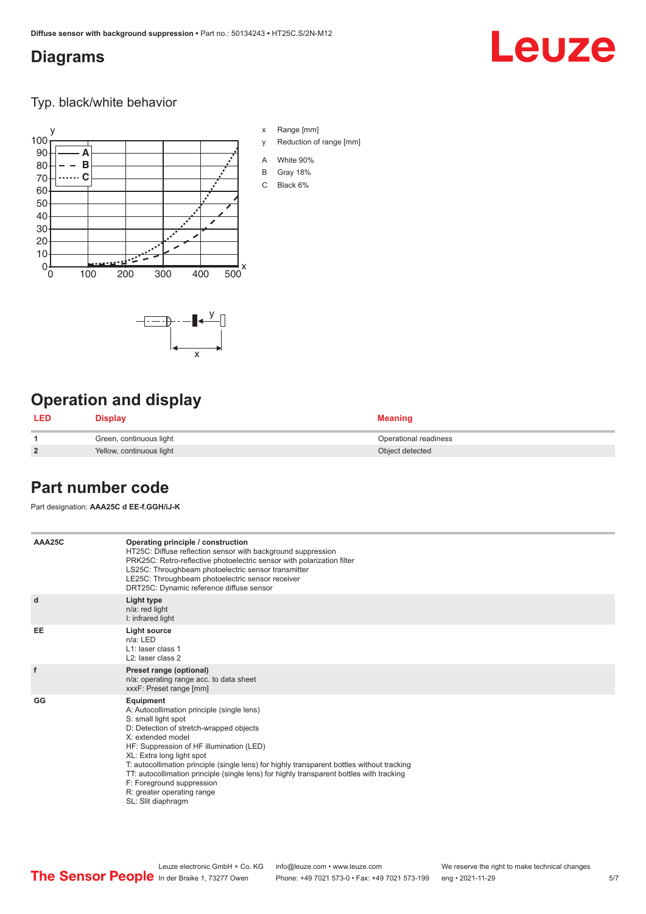# Diagrams

### Typ. black/white behavior

y

100
90
80
70
60
50
40
30
20
10
0

0 100 200 300 400 500 x

A
B
C

x

y

x Range [mm]
y Reduction of range [mm]

A White 90%
B Gray 18%
C Black 6%

# Operation and display

| LED | Display | Meaning |
|---|---|---|
| 1 | Green, continuous light | Operational readiness |
| 2 | Yellow, continuous light | Object detected |

# Part number code

Part designation: **AAA25C d EE-f.GGH/iJ-K**

| | |
|---|---|
| AAA25C | **Operating principle / construction**<br>HT25C: Diffuse reflection sensor with background suppression<br>PRK25C: Retro-reflective photoelectric sensor with polarization filter<br>LS25C: Throughbeam photoelectric sensor transmitter<br>LE25C: Throughbeam photoelectric sensor receiver<br>DRT25C: Dynamic reference diffuse sensor |
| d | **Light type**<br>n/a: red light<br>I: infrared light |
| EE | **Light source**<br>n/a: LED<br>L1: laser class 1<br>L2: laser class 2 |
| f | **Preset range (optional)**<br>n/a: operating range acc. to data sheet<br>xxxF: Preset range [mm] |
| GG | **Equipment**<br>A: Autocollimation principle (single lens)<br>S: small light spot<br>D: Detection of stretch-wrapped objects<br>X: extended model<br>HF: Suppression of HF illumination (LED)<br>XL: Extra long light spot<br>T: autocollimation principle (single lens) for highly transparent bottles without tracking<br>TT: autocollimation principle (single lens) for highly transparent bottles with tracking<br>F: Foreground suppression<br>R: greater operating range<br>SL: Slit diaphragm |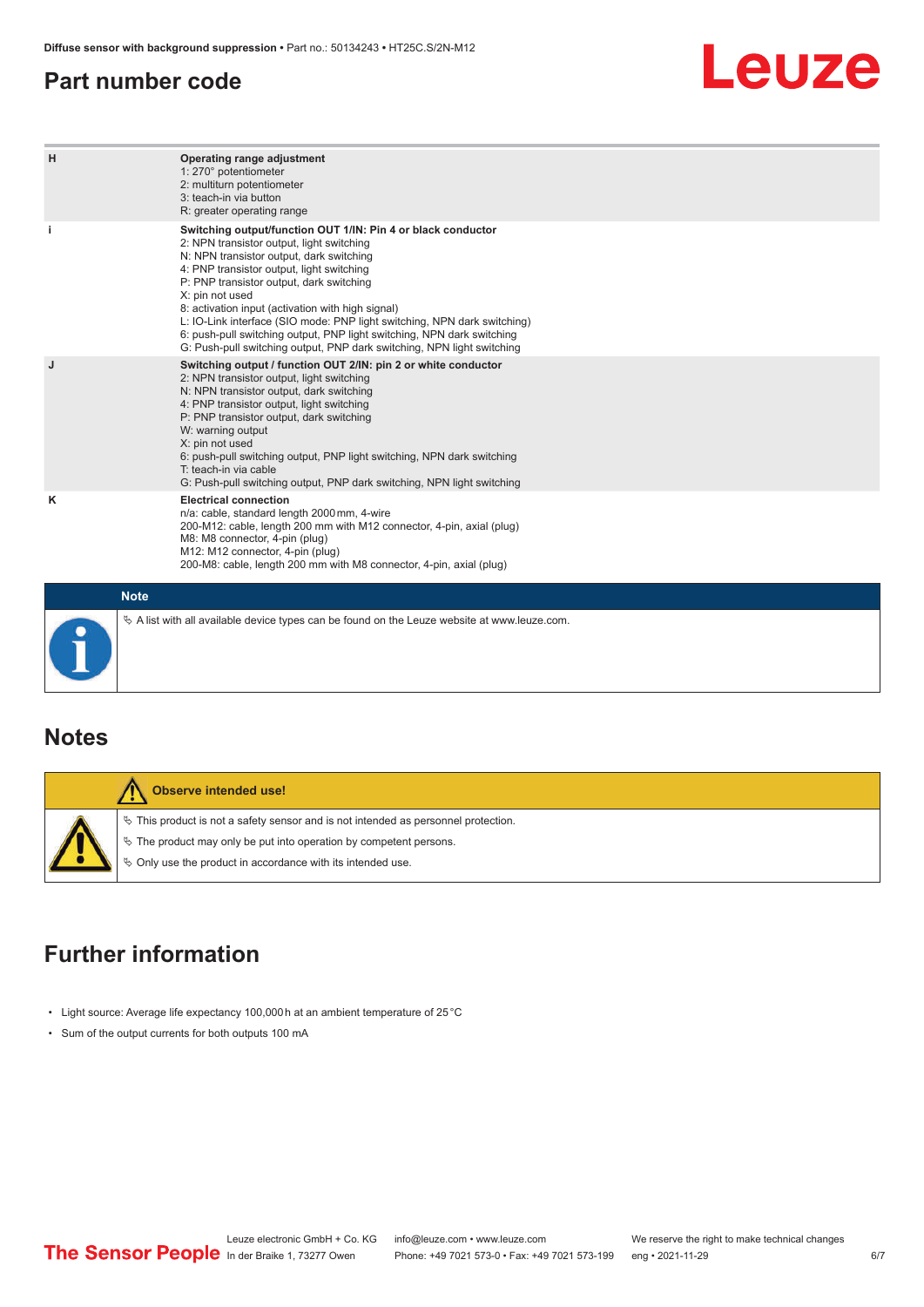## Part number code

| | |
|---|---|
| H | **Operating range adjustment**<br>1: 270° potentiometer<br>2: multiturn potentiometer<br>3: teach-in via button<br>R: greater operating range |
| i | **Switching output/function OUT 1/IN: Pin 4 or black conductor**<br>2: NPN transistor output, light switching<br>N: NPN transistor output, dark switching<br>4: PNP transistor output, light switching<br>P: PNP transistor output, dark switching<br>X: pin not used<br>8: activation input (activation with high signal)<br>L: IO-Link interface (SIO mode: PNP light switching, NPN dark switching)<br>6: push-pull switching output, PNP light switching, NPN dark switching<br>G: Push-pull switching output, PNP dark switching, NPN light switching |
| J | **Switching output / function OUT 2/IN: pin 2 or white conductor**<br>2: NPN transistor output, light switching<br>N: NPN transistor output, dark switching<br>4: PNP transistor output, light switching<br>P: PNP transistor output, dark switching<br>W: warning output<br>X: pin not used<br>6: push-pull switching output, PNP light switching, NPN dark switching<br>T: teach-in via cable<br>G: Push-pull switching output, PNP dark switching, NPN light switching |
| K | **Electrical connection**<br>n/a: cable, standard length 2000 mm, 4-wire<br>200-M12: cable, length 200 mm with M12 connector, 4-pin, axial (plug)<br>M8: M8 connector, 4-pin (plug)<br>M12: M12 connector, 4-pin (plug)<br>200-M8: cable, length 200 mm with M8 connector, 4-pin, axial (plug) |

**Note**

- A list with all available device types can be found on the Leuze website at www.leuze.com.

## Notes

**Observe intended use!**

- This product is not a safety sensor and is not intended as personnel protection.
- The product may only be put into operation by competent persons.
- Only use the product in accordance with its intended use.

## Further information

- Light source: Average life expectancy 100,000 h at an ambient temperature of 25 °C
- Sum of the output currents for both outputs 100 mA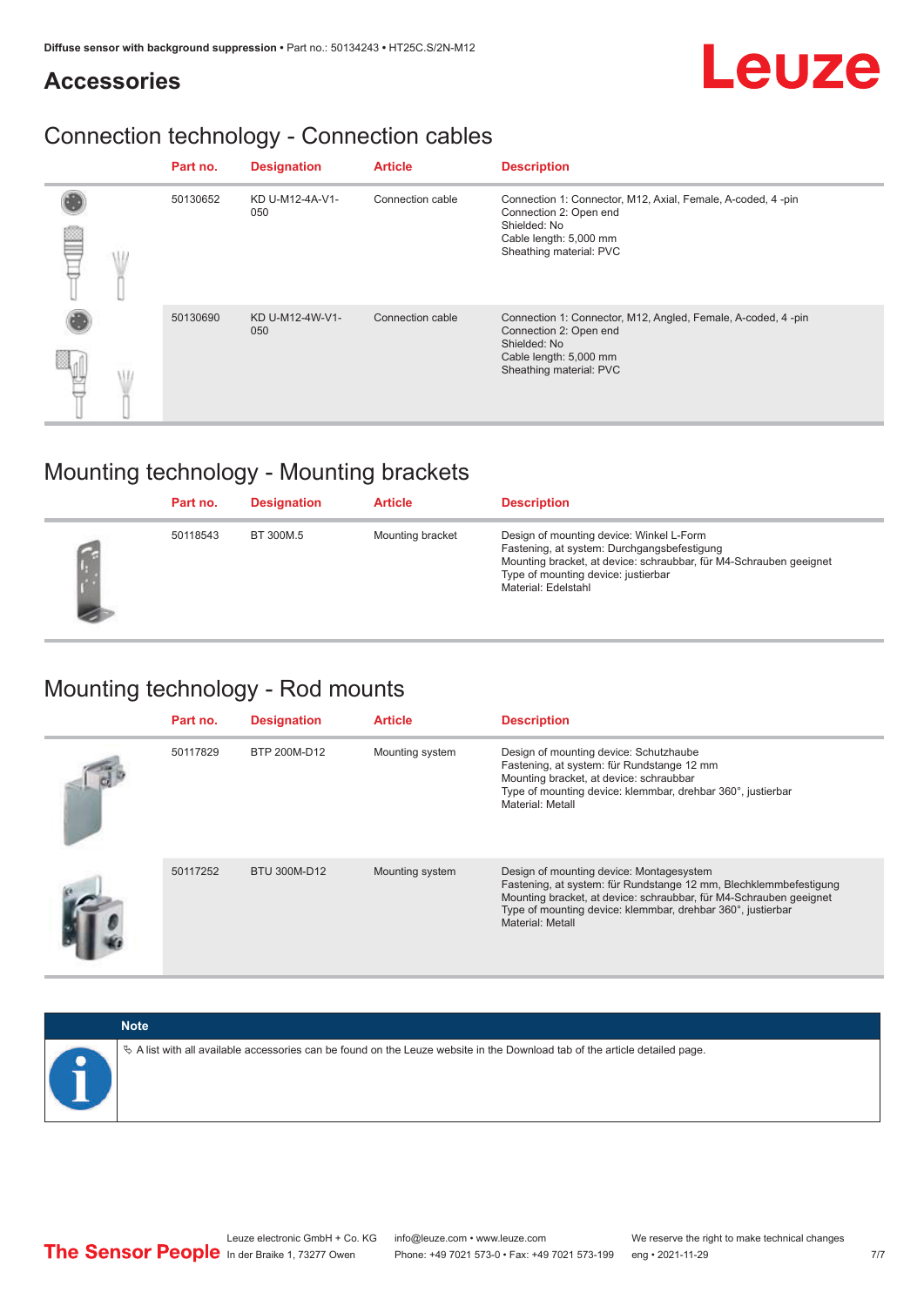## Accessories

# Connection technology - Connection cables

| | Part no. | Designation | Article | Description |
|---|---|---|---|---|
| | 50130652 | KD U-M12-4A-V1-050 | Connection cable | Connection 1: Connector, M12, Axial, Female, A-coded, 4 -pin<br>Connection 2: Open end<br>Shielded: No<br>Cable length: 5,000 mm<br>Sheathing material: PVC |
| | 50130690 | KD U-M12-4W-V1-050 | Connection cable | Connection 1: Connector, M12, Angled, Female, A-coded, 4 -pin<br>Connection 2: Open end<br>Shielded: No<br>Cable length: 5,000 mm<br>Sheathing material: PVC |

# Mounting technology - Mounting brackets

| | Part no. | Designation | Article | Description |
|---|---|---|---|---|
| | 50118543 | BT 300M.5 | Mounting bracket | Design of mounting device: Winkel L-Form<br>Fastening, at system: Durchgangsbefestigung<br>Mounting bracket, at device: schraubbar, für M4-Schrauben geeignet<br>Type of mounting device: justierbar<br>Material: Edelstahl |

# Mounting technology - Rod mounts

| | Part no. | Designation | Article | Description |
|---|---|---|---|---|
| | 50117829 | BTP 200M-D12 | Mounting system | Design of mounting device: Schutzhaube<br>Fastening, at system: für Rundstange 12 mm<br>Mounting bracket, at device: schraubbar<br>Type of mounting device: klemmbar, drehbar 360°, justierbar<br>Material: Metall |
| | 50117252 | BTU 300M-D12 | Mounting system | Design of mounting device: Montagesystem<br>Fastening, at system: für Rundstange 12 mm, Blechklemmbefestigung<br>Mounting bracket, at device: schraubbar, für M4-Schrauben geeignet<br>Type of mounting device: klemmbar, drehbar 360°, justierbar<br>Material: Metall |

**Note**

↳ A list with all available accessories can be found on the Leuze website in the Download tab of the article detailed page.